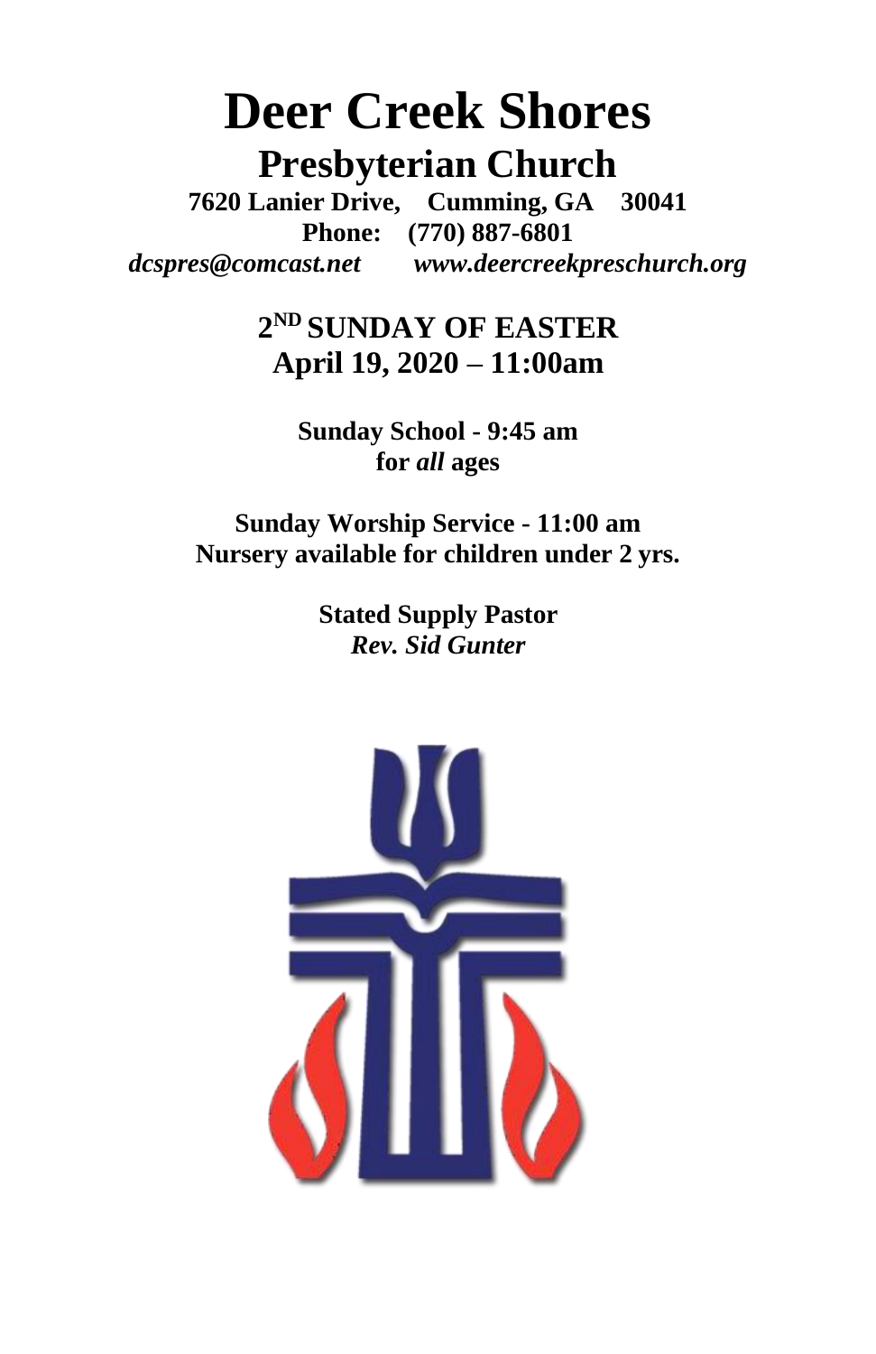# Deer Creek Shores

## Presbyterian Church

**7620 Lanier Drive, Cumming, GA 30041**

**Phone: (770) 887-6801**

***dcspres@comcast.net*** ***www.deercreekpreschurch.org***

## 2ND SUNDAY OF EASTER

## April 19, 2020 – 11:00am

**Sunday School - 9:45 am**
**for *all* ages**

**Sunday Worship Service - 11:00 am**
**Nursery available for children under 2 yrs.**

**Stated Supply Pastor**
***Rev. Sid Gunter***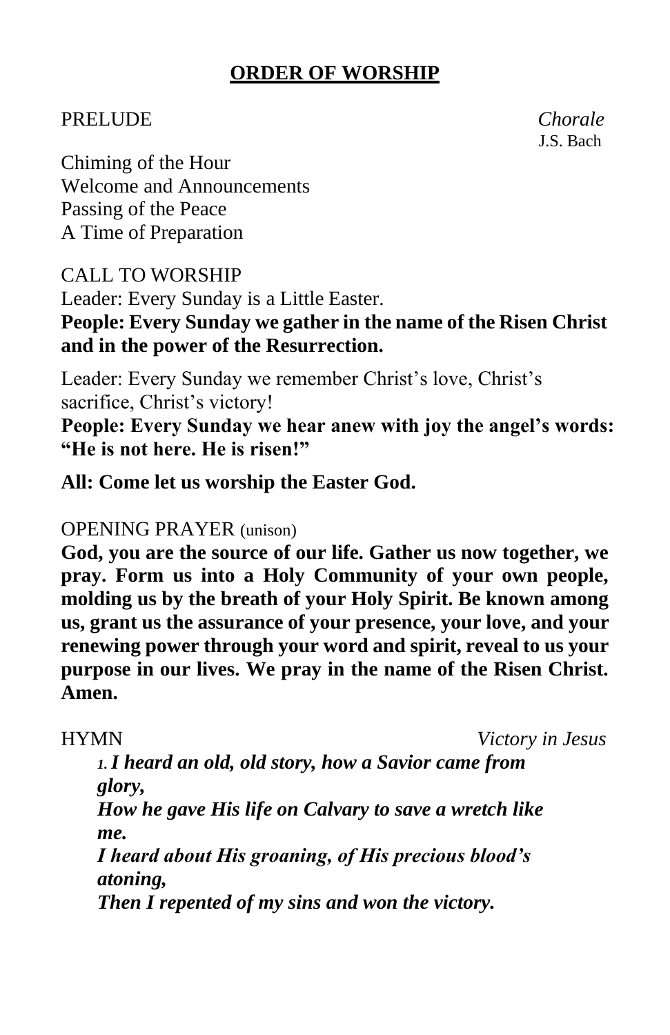## ORDER OF WORSHIP

PRELUDE *Chorale*
J.S. Bach

Chiming of the Hour
Welcome and Announcements
Passing of the Peace
A Time of Preparation

CALL TO WORSHIP
Leader: Every Sunday is a Little Easter.
**People: Every Sunday we gather in the name of the Risen Christ and in the power of the Resurrection.**

Leader: Every Sunday we remember Christ's love, Christ's sacrifice, Christ's victory!
**People: Every Sunday we hear anew with joy the angel's words: "He is not here. He is risen!"**

**All: Come let us worship the Easter God.**

OPENING PRAYER (unison)
**God, you are the source of our life. Gather us now together, we pray. Form us into a Holy Community of your own people, molding us by the breath of your Holy Spirit. Be known among us, grant us the assurance of your presence, your love, and your renewing power through your word and spirit, reveal to us your purpose in our lives. We pray in the name of the Risen Christ. Amen.**

HYMN *Victory in Jesus*

*1.* ***I heard an old, old story, how a Savior came from glory,***
***How he gave His life on Calvary to save a wretch like me.***
***I heard about His groaning, of His precious blood's atoning,***
***Then I repented of my sins and won the victory.***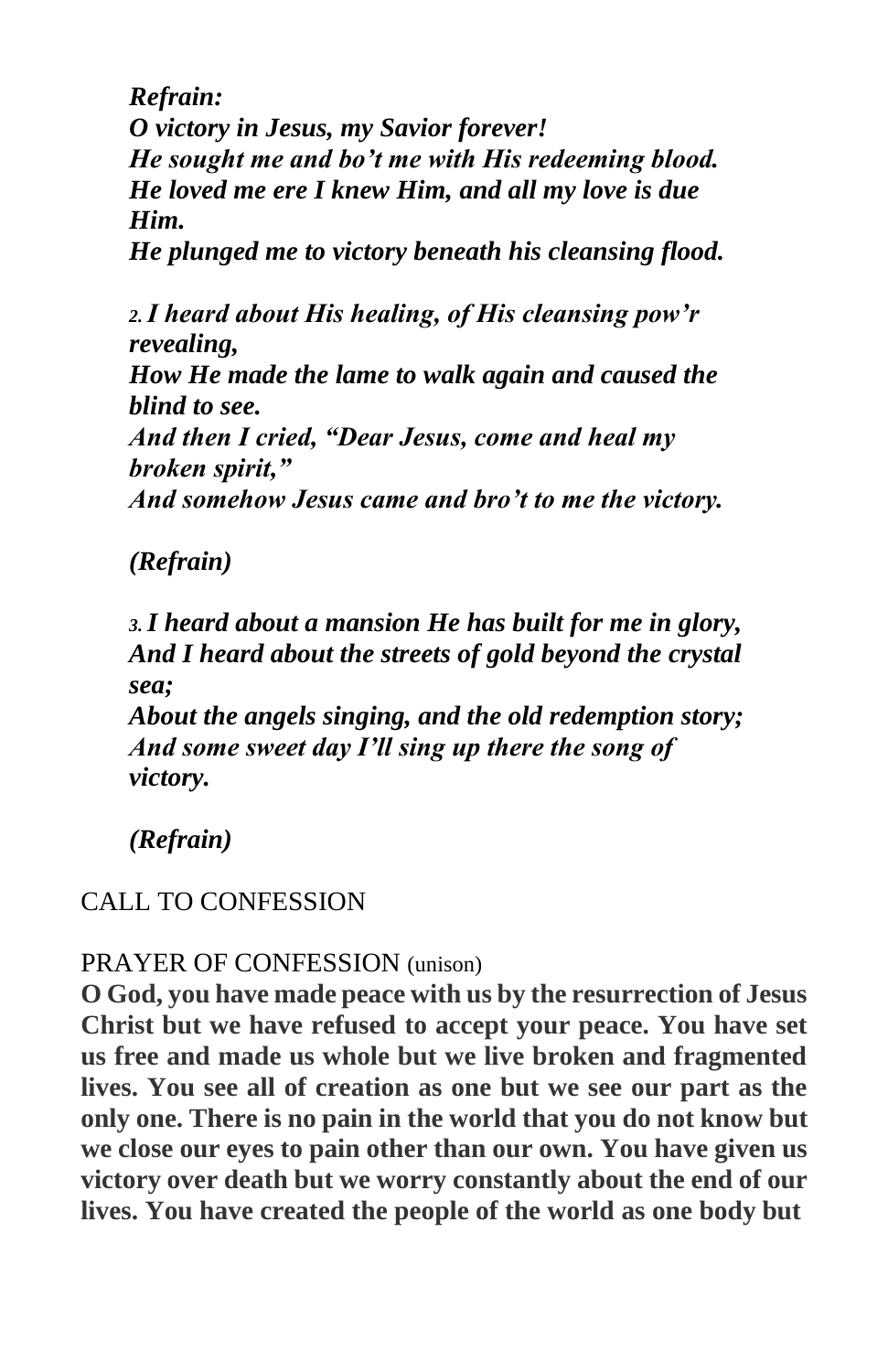***Refrain:***
***O victory in Jesus, my Savior forever!***
***He sought me and bo't me with His redeeming blood.***
***He loved me ere I knew Him, and all my love is due Him.***
***He plunged me to victory beneath his cleansing flood.***

*2.* ***I heard about His healing, of His cleansing pow'r revealing,***
***How He made the lame to walk again and caused the blind to see.***
***And then I cried, "Dear Jesus, come and heal my broken spirit,"***
***And somehow Jesus came and bro't to me the victory.***

***(Refrain)***

*3.* ***I heard about a mansion He has built for me in glory,***
***And I heard about the streets of gold beyond the crystal sea;***
***About the angels singing, and the old redemption story;***
***And some sweet day I'll sing up there the song of victory.***

***(Refrain)***

CALL TO CONFESSION

PRAYER OF CONFESSION (unison)

**O God, you have made peace with us by the resurrection of Jesus Christ but we have refused to accept your peace. You have set us free and made us whole but we live broken and fragmented lives. You see all of creation as one but we see our part as the only one. There is no pain in the world that you do not know but we close our eyes to pain other than our own. You have given us victory over death but we worry constantly about the end of our lives. You have created the people of the world as one body but**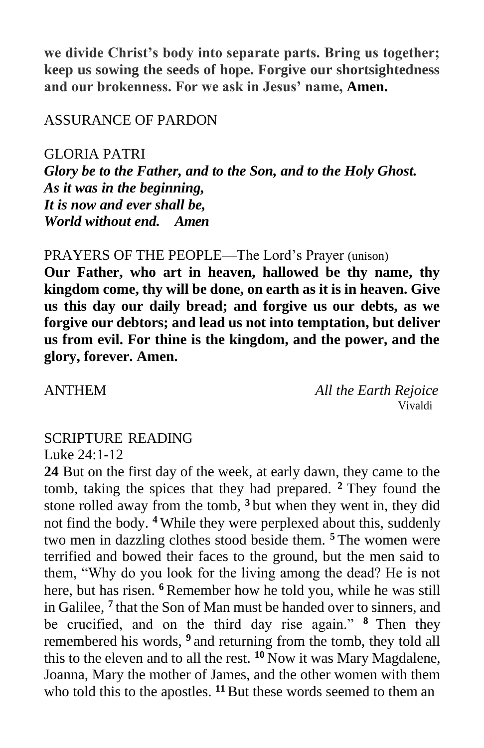**we divide Christ's body into separate parts. Bring us together; keep us sowing the seeds of hope. Forgive our shortsightedness and our brokenness. For we ask in Jesus' name, Amen.**

ASSURANCE OF PARDON

GLORIA PATRI

***Glory be to the Father, and to the Son, and to the Holy Ghost.***
***As it was in the beginning,***
***It is now and ever shall be,***
***World without end. Amen***

PRAYERS OF THE PEOPLE—The Lord's Prayer (unison)

**Our Father, who art in heaven, hallowed be thy name, thy kingdom come, thy will be done, on earth as it is in heaven. Give us this day our daily bread; and forgive us our debts, as we forgive our debtors; and lead us not into temptation, but deliver us from evil. For thine is the kingdom, and the power, and the glory, forever. Amen.**

ANTHEM *All the Earth Rejoice*
Vivaldi

SCRIPTURE READING

Luke 24:1-12

**24** But on the first day of the week, at early dawn, they came to the tomb, taking the spices that they had prepared. **2** They found the stone rolled away from the tomb, **3** but when they went in, they did not find the body. **4** While they were perplexed about this, suddenly two men in dazzling clothes stood beside them. **5** The women were terrified and bowed their faces to the ground, but the men said to them, "Why do you look for the living among the dead? He is not here, but has risen. **6** Remember how he told you, while he was still in Galilee, **7** that the Son of Man must be handed over to sinners, and be crucified, and on the third day rise again." **8** Then they remembered his words, **9** and returning from the tomb, they told all this to the eleven and to all the rest. **10** Now it was Mary Magdalene, Joanna, Mary the mother of James, and the other women with them who told this to the apostles. **11** But these words seemed to them an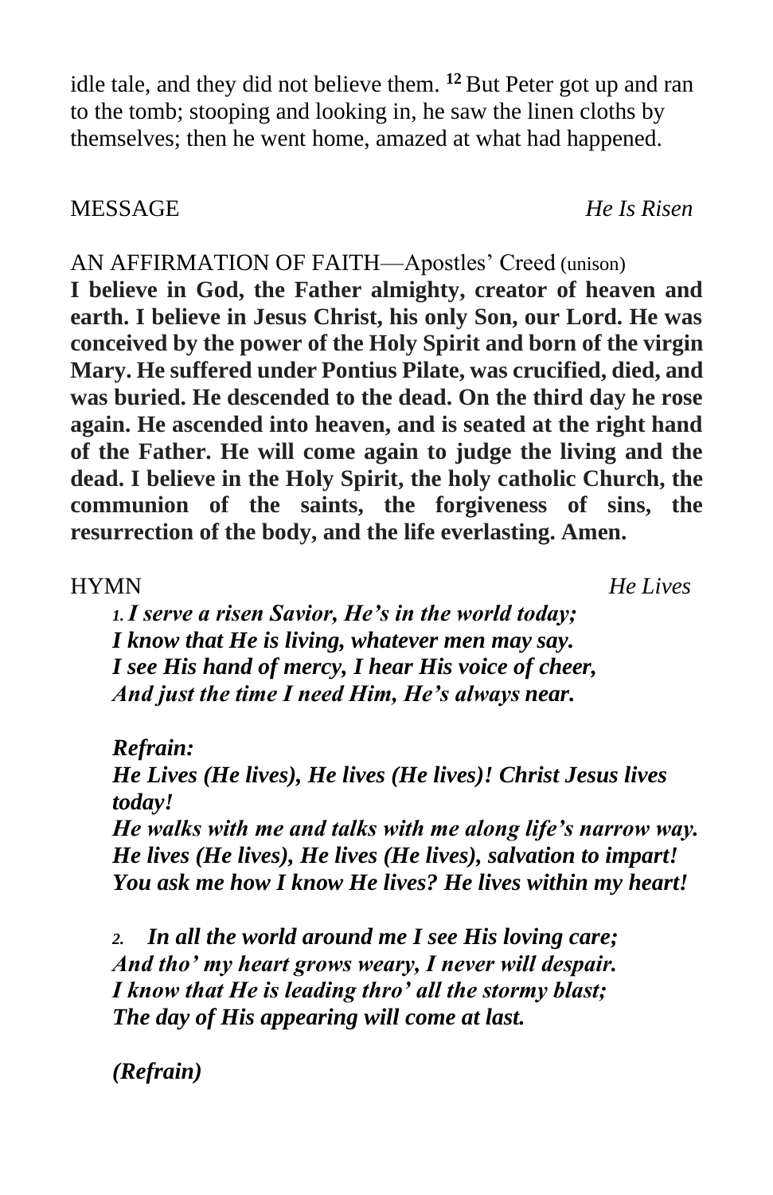idle tale, and they did not believe them. [12] But Peter got up and ran to the tomb; stooping and looking in, he saw the linen cloths by themselves; then he went home, amazed at what had happened.

MESSAGE *He Is Risen*

AN AFFIRMATION OF FAITH—Apostles' Creed (unison)

**I believe in God, the Father almighty, creator of heaven and earth. I believe in Jesus Christ, his only Son, our Lord. He was conceived by the power of the Holy Spirit and born of the virgin Mary. He suffered under Pontius Pilate, was crucified, died, and was buried. He descended to the dead. On the third day he rose again. He ascended into heaven, and is seated at the right hand of the Father. He will come again to judge the living and the dead. I believe in the Holy Spirit, the holy catholic Church, the communion of the saints, the forgiveness of sins, the resurrection of the body, and the life everlasting. Amen.**

HYMN *He Lives*

*1.* ***I serve a risen Savior, He's in the world today;***
***I know that He is living, whatever men may say.***
***I see His hand of mercy, I hear His voice of cheer,***
***And just the time I need Him, He's always near.***

***Refrain:***
***He Lives (He lives), He lives (He lives)! Christ Jesus lives today!***
***He walks with me and talks with me along life's narrow way.***
***He lives (He lives), He lives (He lives), salvation to impart!***
***You ask me how I know He lives? He lives within my heart!***

*2.* ***In all the world around me I see His loving care;***
***And tho' my heart grows weary, I never will despair.***
***I know that He is leading thro' all the stormy blast;***
***The day of His appearing will come at last.***

***(Refrain)***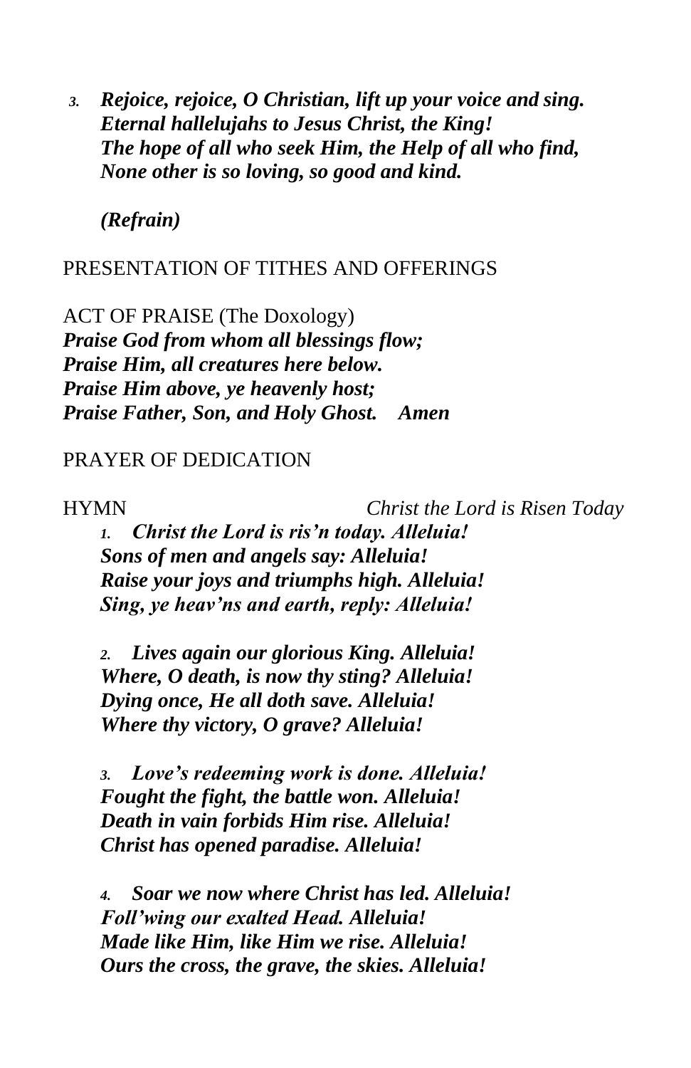3. ***Rejoice, rejoice, O Christian, lift up your voice and sing.***
   ***Eternal hallelujahs to Jesus Christ, the King!***
   ***The hope of all who seek Him, the Help of all who find,***
   ***None other is so loving, so good and kind.***

   ***(Refrain)***

PRESENTATION OF TITHES AND OFFERINGS

ACT OF PRAISE (The Doxology)
***Praise God from whom all blessings flow;***
***Praise Him, all creatures here below.***
***Praise Him above, ye heavenly host;***
***Praise Father, Son, and Holy Ghost.    Amen***

PRAYER OF DEDICATION

HYMN *Christ the Lord is Risen Today*

1. ***Christ the Lord is ris'n today. Alleluia!***
   ***Sons of men and angels say: Alleluia!***
   ***Raise your joys and triumphs high. Alleluia!***
   ***Sing, ye heav'ns and earth, reply: Alleluia!***

2. ***Lives again our glorious King. Alleluia!***
   ***Where, O death, is now thy sting? Alleluia!***
   ***Dying once, He all doth save. Alleluia!***
   ***Where thy victory, O grave? Alleluia!***

3. ***Love's redeeming work is done. Alleluia!***
   ***Fought the fight, the battle won. Alleluia!***
   ***Death in vain forbids Him rise. Alleluia!***
   ***Christ has opened paradise. Alleluia!***

4. ***Soar we now where Christ has led. Alleluia!***
   ***Foll'wing our exalted Head. Alleluia!***
   ***Made like Him, like Him we rise. Alleluia!***
   ***Ours the cross, the grave, the skies. Alleluia!***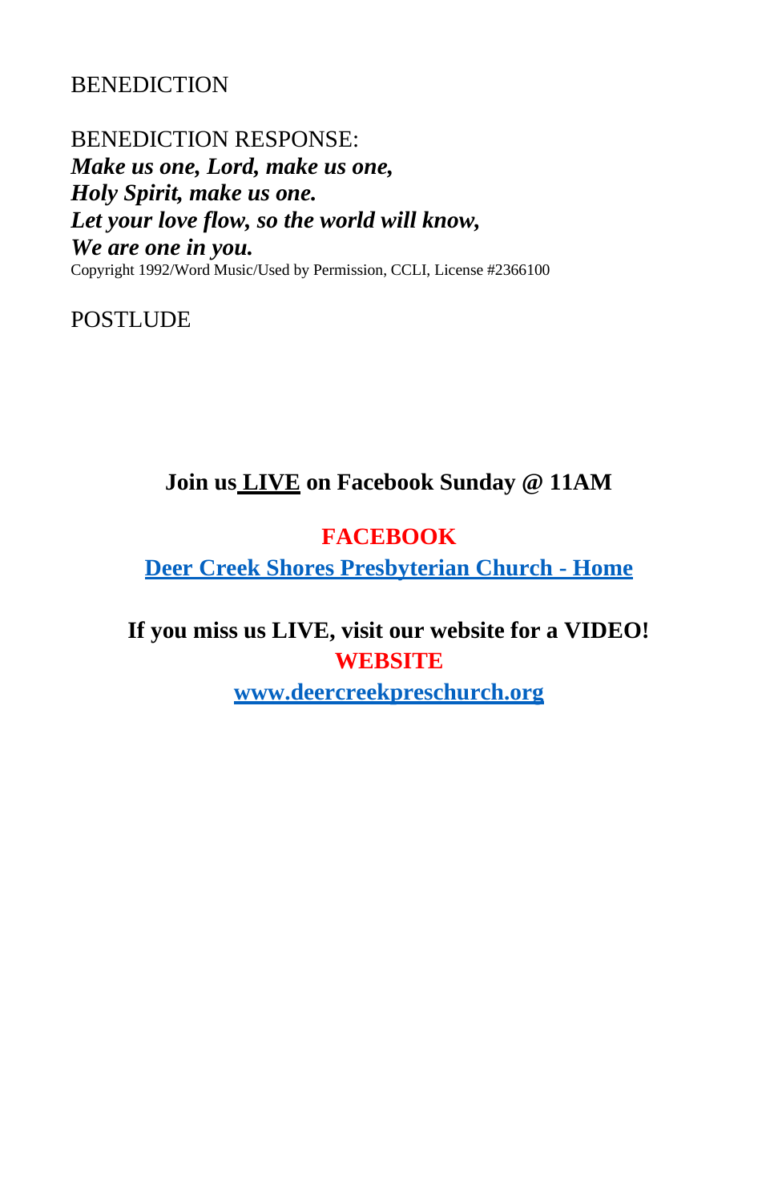BENEDICTION

BENEDICTION RESPONSE:
***Make us one, Lord, make us one,***
***Holy Spirit, make us one.***
***Let your love flow, so the world will know,***
***We are one in you.***
Copyright 1992/Word Music/Used by Permission, CCLI, License #2366100

POSTLUDE

**Join us LIVE on Facebook Sunday @ 11AM**

**FACEBOOK**

**Deer Creek Shores Presbyterian Church - Home**

**If you miss us LIVE, visit our website for a VIDEO!**
**WEBSITE**
**www.deercreekpreschurch.org**